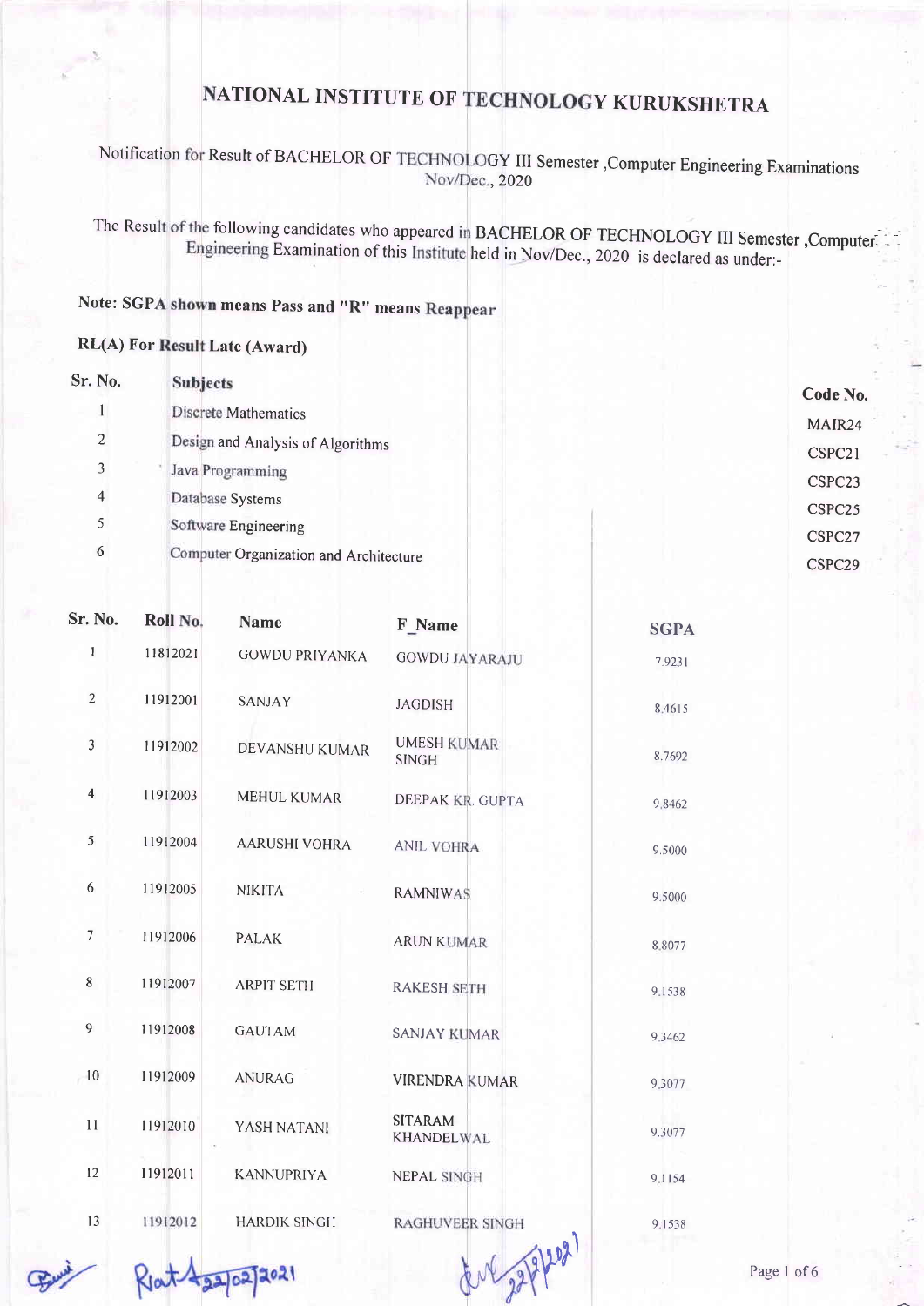# NATIONAL INSTITUTE OF TECHNOLOGY KURUKSHETRA

Notification for Result of BACHELOR OF TECHNOLOGY III Semester ,Computer Engineering Examinations Nov/Dec., 2020

The Result of the following candidates who appeared in BACHELOR OF TECHNOLOGY III Semester ,Computer Engineering Examination of this Institute held in Nov/Dec., 2020 is declared as under:-

**Note: SGPA shown means Pass and "R" means Reappear**

**RL(A) For Result Late (Award)**

| Sr. No. | Subjects | Code No. |
|---|---|---|
| 1 | Discrete Mathematics | MAIR24 |
| 2 | Design and Analysis of Algorithms | CSPC21 |
| 3 | Java Programming | CSPC23 |
| 4 | Database Systems | CSPC25 |
| 5 | Software Engineering | CSPC27 |
| 6 | Computer Organization and Architecture | CSPC29 |

| Sr. No. | Roll No. | Name | F_Name | SGPA |
|---|---|---|---|---|
| 1 | 11812021 | GOWDU PRIYANKA | GOWDU JAYARAJU | 7.9231 |
| 2 | 11912001 | SANJAY | JAGDISH | 8.4615 |
| 3 | 11912002 | DEVANSHU KUMAR | UMESH KUMAR SINGH | 8.7692 |
| 4 | 11912003 | MEHUL KUMAR | DEEPAK KR. GUPTA | 9.8462 |
| 5 | 11912004 | AARUSHI VOHRA | ANIL VOHRA | 9.5000 |
| 6 | 11912005 | NIKITA | RAMNIWAS | 9.5000 |
| 7 | 11912006 | PALAK | ARUN KUMAR | 8.8077 |
| 8 | 11912007 | ARPIT SETH | RAKESH SETH | 9.1538 |
| 9 | 11912008 | GAUTAM | SANJAY KUMAR | 9.3462 |
| 10 | 11912009 | ANURAG | VIRENDRA KUMAR | 9.3077 |
| 11 | 11912010 | YASH NATANI | SITARAM KHANDELWAL | 9.3077 |
| 12 | 11912011 | KANNUPRIYA | NEPAL SINGH | 9.1154 |
| 13 | 11912012 | HARDIK SINGH | RAGHUVEER SINGH | 9.1538 |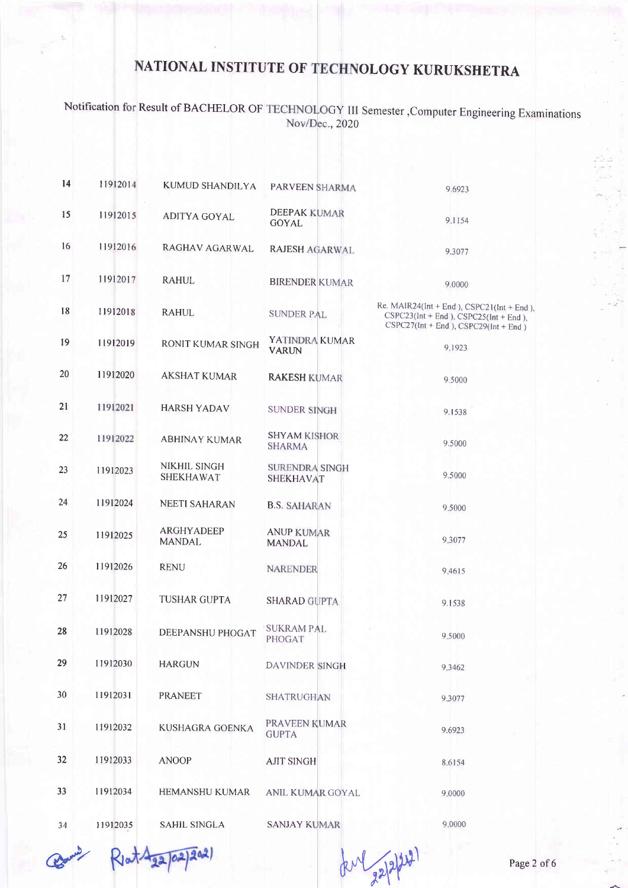# NATIONAL INSTITUTE OF TECHNOLOGY KURUKSHETRA

Notification for Result of BACHELOR OF TECHNOLOGY III Semester ,Computer Engineering Examinations Nov/Dec., 2020

| | | | | |
|---|---|---|---|---|
| 14 | 11912014 | KUMUD SHANDILYA | PARVEEN SHARMA | 9.6923 |
| 15 | 11912015 | ADITYA GOYAL | DEEPAK KUMAR GOYAL | 9.1154 |
| 16 | 11912016 | RAGHAV AGARWAL | RAJESH AGARWAL | 9.3077 |
| 17 | 11912017 | RAHUL | BIRENDER KUMAR | 9.0000 |
| 18 | 11912018 | RAHUL | SUNDER PAL | Re. MAIR24(Int + End ), CSPC21(Int + End ), CSPC23(Int + End ), CSPC25(Int + End ), CSPC27(Int + End ), CSPC29(Int + End ) |
| 19 | 11912019 | RONIT KUMAR SINGH | YATINDRA KUMAR VARUN | 9.1923 |
| 20 | 11912020 | AKSHAT KUMAR | RAKESH KUMAR | 9.5000 |
| 21 | 11912021 | HARSH YADAV | SUNDER SINGH | 9.1538 |
| 22 | 11912022 | ABHINAY KUMAR | SHYAM KISHOR SHARMA | 9.5000 |
| 23 | 11912023 | NIKHIL SINGH SHEKHAWAT | SURENDRA SINGH SHEKHAVAT | 9.5000 |
| 24 | 11912024 | NEETI SAHARAN | B.S. SAHARAN | 9.5000 |
| 25 | 11912025 | ARGHYADEEP MANDAL | ANUP KUMAR MANDAL | 9.3077 |
| 26 | 11912026 | RENU | NARENDER | 9.4615 |
| 27 | 11912027 | TUSHAR GUPTA | SHARAD GUPTA | 9.1538 |
| 28 | 11912028 | DEEPANSHU PHOGAT | SUKRAM PAL PHOGAT | 9.5000 |
| 29 | 11912030 | HARGUN | DAVINDER SINGH | 9.3462 |
| 30 | 11912031 | PRANEET | SHATRUGHAN | 9.3077 |
| 31 | 11912032 | KUSHAGRA GOENKA | PRAVEEN KUMAR GUPTA | 9.6923 |
| 32 | 11912033 | ANOOP | AJIT SINGH | 8.6154 |
| 33 | 11912034 | HEMANSHU KUMAR | ANIL KUMAR GOYAL | 9.0000 |
| 34 | 11912035 | SAHIL SINGLA | SANJAY KUMAR | 9.0000 |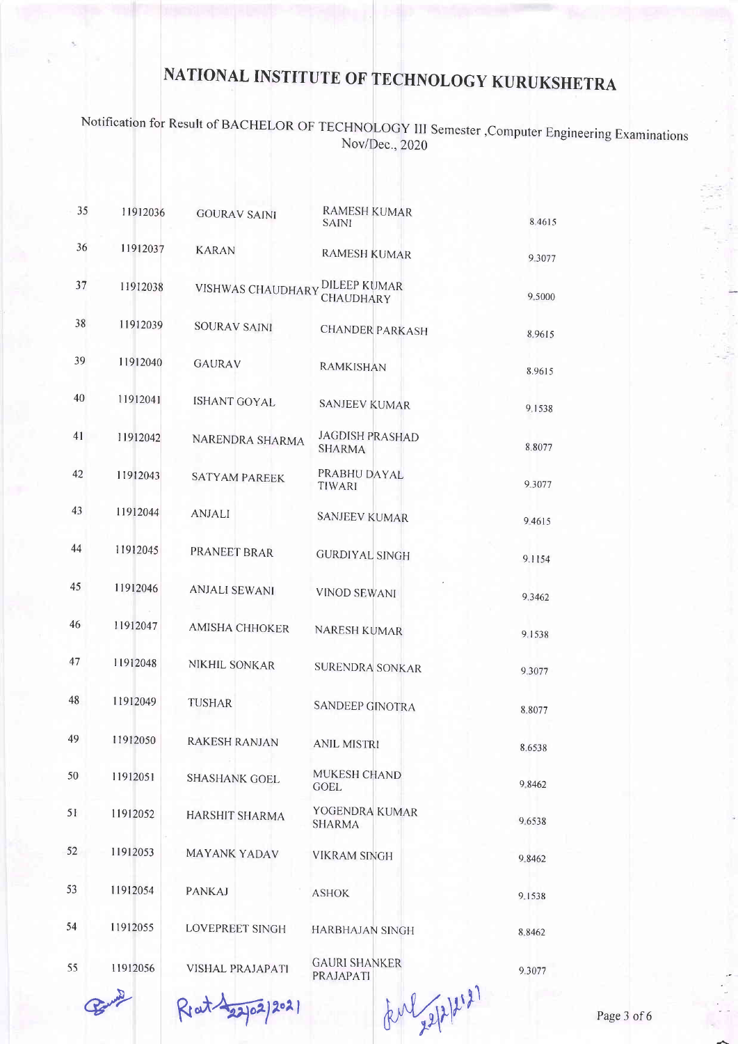# NATIONAL INSTITUTE OF TECHNOLOGY KURUKSHETRA

Notification for Result of BACHELOR OF TECHNOLOGY III Semester ,Computer Engineering Examinations Nov/Dec., 2020

| | | | | |
|---|---|---|---|---|
| 35 | 11912036 | GOURAV SAINI | RAMESH KUMAR SAINI | 8.4615 |
| 36 | 11912037 | KARAN | RAMESH KUMAR | 9.3077 |
| 37 | 11912038 | VISHWAS CHAUDHARY | DILEEP KUMAR CHAUDHARY | 9.5000 |
| 38 | 11912039 | SOURAV SAINI | CHANDER PARKASH | 8.9615 |
| 39 | 11912040 | GAURAV | RAMKISHAN | 8.9615 |
| 40 | 11912041 | ISHANT GOYAL | SANJEEV KUMAR | 9.1538 |
| 41 | 11912042 | NARENDRA SHARMA | JAGDISH PRASHAD SHARMA | 8.8077 |
| 42 | 11912043 | SATYAM PAREEK | PRABHU DAYAL TIWARI | 9.3077 |
| 43 | 11912044 | ANJALI | SANJEEV KUMAR | 9.4615 |
| 44 | 11912045 | PRANEET BRAR | GURDIYAL SINGH | 9.1154 |
| 45 | 11912046 | ANJALI SEWANI | VINOD SEWANI | 9.3462 |
| 46 | 11912047 | AMISHA CHHOKER | NARESH KUMAR | 9.1538 |
| 47 | 11912048 | NIKHIL SONKAR | SURENDRA SONKAR | 9.3077 |
| 48 | 11912049 | TUSHAR | SANDEEP GINOTRA | 8.8077 |
| 49 | 11912050 | RAKESH RANJAN | ANIL MISTRI | 8.6538 |
| 50 | 11912051 | SHASHANK GOEL | MUKESH CHAND GOEL | 9.8462 |
| 51 | 11912052 | HARSHIT SHARMA | YOGENDRA KUMAR SHARMA | 9.6538 |
| 52 | 11912053 | MAYANK YADAV | VIKRAM SINGH | 9.8462 |
| 53 | 11912054 | PANKAJ | ASHOK | 9.1538 |
| 54 | 11912055 | LOVEPREET SINGH | HARBHAJAN SINGH | 8.8462 |
| 55 | 11912056 | VISHAL PRAJAPATI | GAURI SHANKER PRAJAPATI | 9.3077 |

Rat 22/02/2021

22/2/2021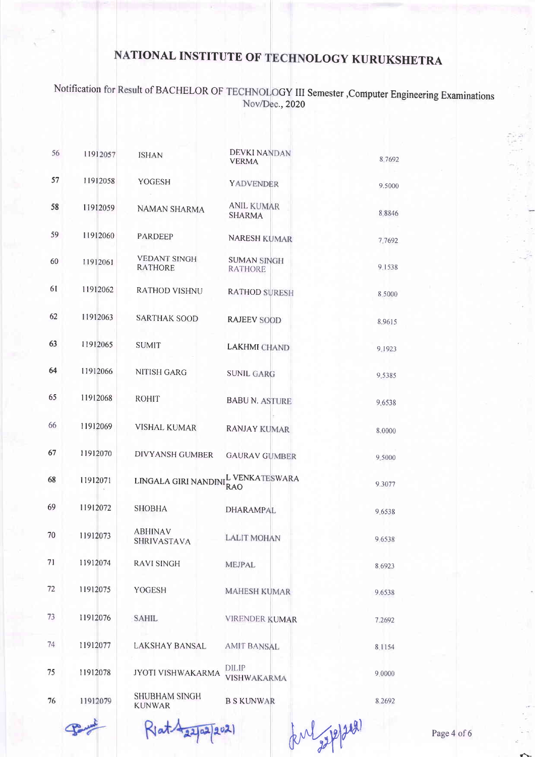# NATIONAL INSTITUTE OF TECHNOLOGY KURUKSHETRA

Notification for Result of BACHELOR OF TECHNOLOGY III Semester ,Computer Engineering Examinations Nov/Dec., 2020

| | | | | |
|---|---|---|---|---|
| 56 | 11912057 | ISHAN | DEVKI NANDAN VERMA | 8.7692 |
| 57 | 11912058 | YOGESH | YADVENDER | 9.5000 |
| 58 | 11912059 | NAMAN SHARMA | ANIL KUMAR SHARMA | 8.8846 |
| 59 | 11912060 | PARDEEP | NARESH KUMAR | 7.7692 |
| 60 | 11912061 | VEDANT SINGH RATHORE | SUMAN SINGH RATHORE | 9.1538 |
| 61 | 11912062 | RATHOD VISHNU | RATHOD SURESH | 8.5000 |
| 62 | 11912063 | SARTHAK SOOD | RAJEEV SOOD | 8.9615 |
| 63 | 11912065 | SUMIT | LAKHMI CHAND | 9.1923 |
| 64 | 11912066 | NITISH GARG | SUNIL GARG | 9.5385 |
| 65 | 11912068 | ROHIT | BABU N. ASTURE | 9.6538 |
| 66 | 11912069 | VISHAL KUMAR | RANJAY KUMAR | 8.0000 |
| 67 | 11912070 | DIVYANSH GUMBER | GAURAV GUMBER | 9.5000 |
| 68 | 11912071 | LINGALA GIRI NANDINI | L VENKATESWARA RAO | 9.3077 |
| 69 | 11912072 | SHOBHA | DHARAMPAL | 9.6538 |
| 70 | 11912073 | ABHINAV SHRIVASTAVA | LALIT MOHAN | 9.6538 |
| 71 | 11912074 | RAVI SINGH | MEJPAL | 8.6923 |
| 72 | 11912075 | YOGESH | MAHESH KUMAR | 9.6538 |
| 73 | 11912076 | SAHIL | VIRENDER KUMAR | 7.2692 |
| 74 | 11912077 | LAKSHAY BANSAL | AMIT BANSAL | 8.1154 |
| 75 | 11912078 | JYOTI VISHWAKARMA | DILIP VISHWAKARMA | 9.0000 |
| 76 | 11912079 | SHUBHAM SINGH KUNWAR | B S KUNWAR | 8.2692 |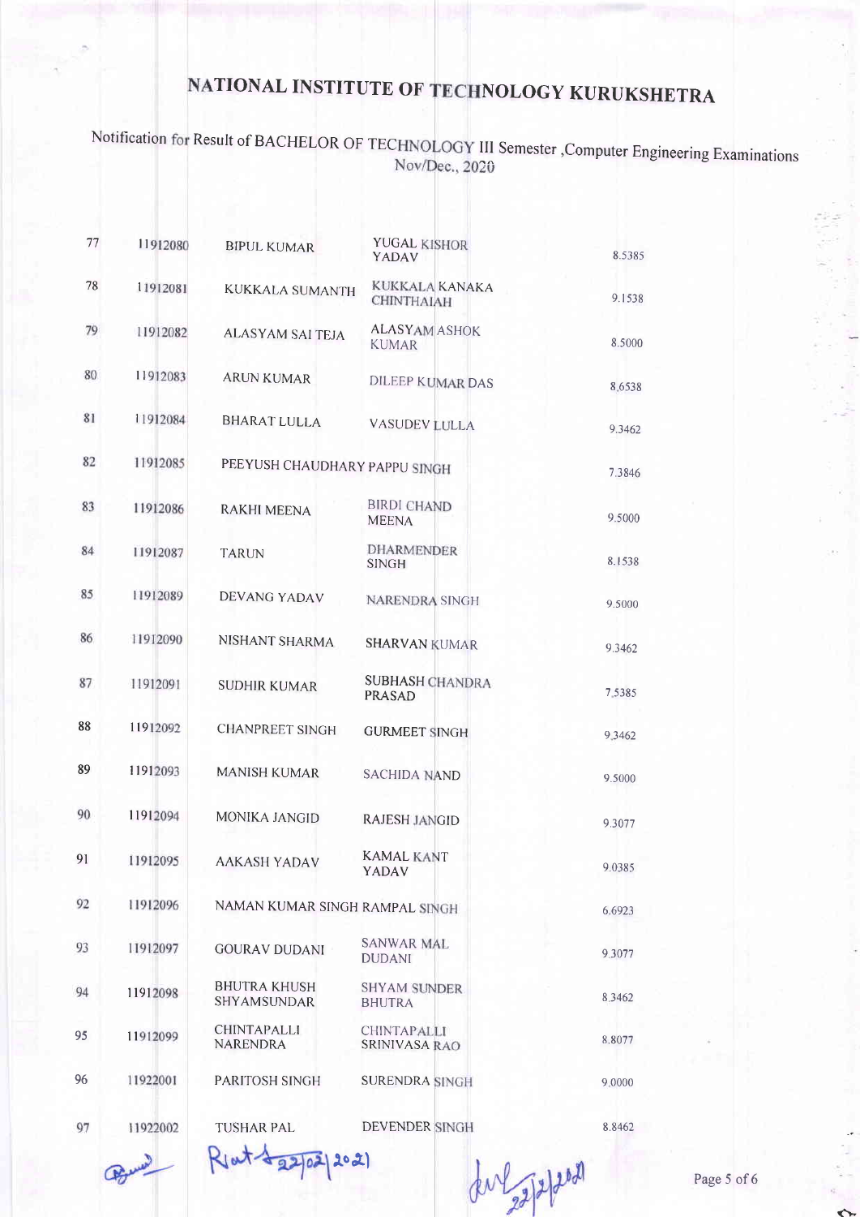# NATIONAL INSTITUTE OF TECHNOLOGY KURUKSHETRA

Notification for Result of BACHELOR OF TECHNOLOGY III Semester ,Computer Engineering Examinations Nov/Dec., 2020

| | | | | |
|---|---|---|---|---|
| 77 | 11912080 | BIPUL KUMAR | YUGAL KISHOR YADAV | 8.5385 |
| 78 | 11912081 | KUKKALA SUMANTH | KUKKALA KANAKA CHINTHAIAH | 9.1538 |
| 79 | 11912082 | ALASYAM SAI TEJA | ALASYAM ASHOK KUMAR | 8.5000 |
| 80 | 11912083 | ARUN KUMAR | DILEEP KUMAR DAS | 8.6538 |
| 81 | 11912084 | BHARAT LULLA | VASUDEV LULLA | 9.3462 |
| 82 | 11912085 | PEEYUSH CHAUDHARY | PAPPU SINGH | 7.3846 |
| 83 | 11912086 | RAKHI MEENA | BIRDI CHAND MEENA | 9.5000 |
| 84 | 11912087 | TARUN | DHARMENDER SINGH | 8.1538 |
| 85 | 11912089 | DEVANG YADAV | NARENDRA SINGH | 9.5000 |
| 86 | 11912090 | NISHANT SHARMA | SHARVAN KUMAR | 9.3462 |
| 87 | 11912091 | SUDHIR KUMAR | SUBHASH CHANDRA PRASAD | 7.5385 |
| 88 | 11912092 | CHANPREET SINGH | GURMEET SINGH | 9.3462 |
| 89 | 11912093 | MANISH KUMAR | SACHIDA NAND | 9.5000 |
| 90 | 11912094 | MONIKA JANGID | RAJESH JANGID | 9.3077 |
| 91 | 11912095 | AAKASH YADAV | KAMAL KANT YADAV | 9.0385 |
| 92 | 11912096 | NAMAN KUMAR SINGH | RAMPAL SINGH | 6.6923 |
| 93 | 11912097 | GOURAV DUDANI | SANWAR MAL DUDANI | 9.3077 |
| 94 | 11912098 | BHUTRA KHUSH SHYAMSUNDAR | SHYAM SUNDER BHUTRA | 8.3462 |
| 95 | 11912099 | CHINTAPALLI NARENDRA | CHINTAPALLI SRINIVASA RAO | 8.8077 |
| 96 | 11922001 | PARITOSH SINGH | SURENDRA SINGH | 9.0000 |
| 97 | 11922002 | TUSHAR PAL | DEVENDER SINGH | 8.8462 |

Rout 22/02/2021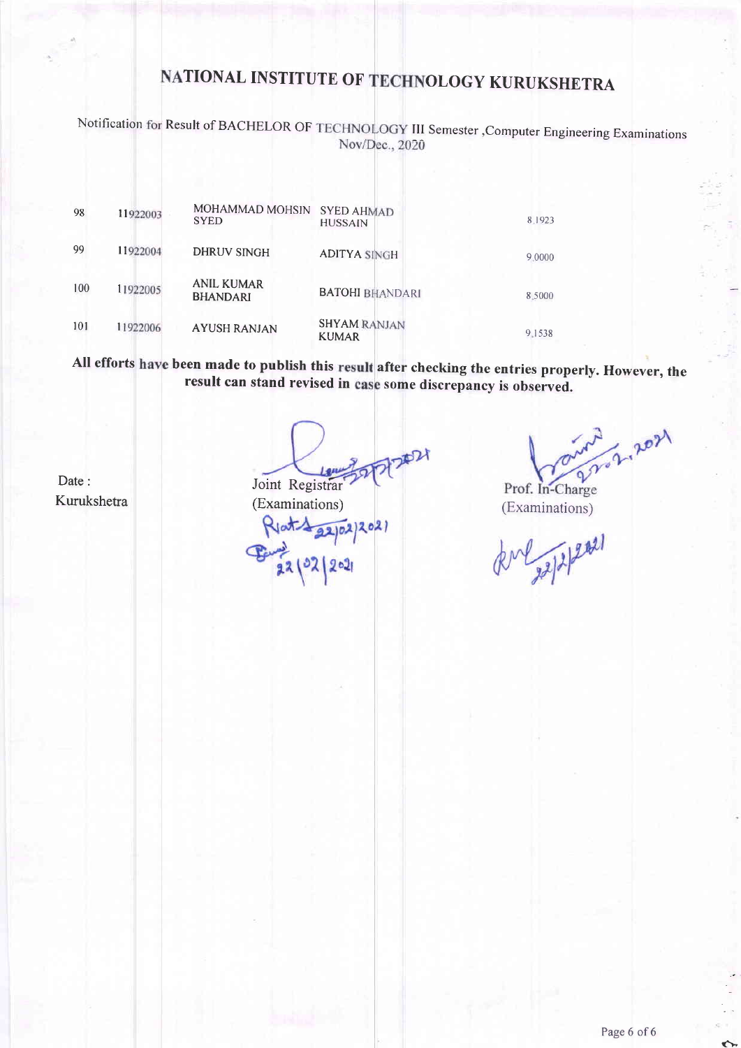# NATIONAL INSTITUTE OF TECHNOLOGY KURUKSHETRA

Notification for Result of BACHELOR OF TECHNOLOGY III Semester ,Computer Engineering Examinations Nov/Dec., 2020

| | | | | |
|---|---|---|---|---|
| 98 | 11922003 | MOHAMMAD MOHSIN SYED | SYED AHMAD HUSSAIN | 8.1923 |
| 99 | 11922004 | DHRUV SINGH | ADITYA SINGH | 9.0000 |
| 100 | 11922005 | ANIL KUMAR BHANDARI | BATOHI BHANDARI | 8.5000 |
| 101 | 11922006 | AYUSH RANJAN | SHYAM RANJAN KUMAR | 9.1538 |

**All efforts have been made to publish this result after checking the entries properly. However, the result can stand revised in case some discrepancy is observed.**

Date :
Kurukshetra

Joint Registrar 22/2/2021
(Examinations)
22/02/2021
22/02/2021

Prof. In-Charge 22.02.2021
(Examinations)
22/2/2021